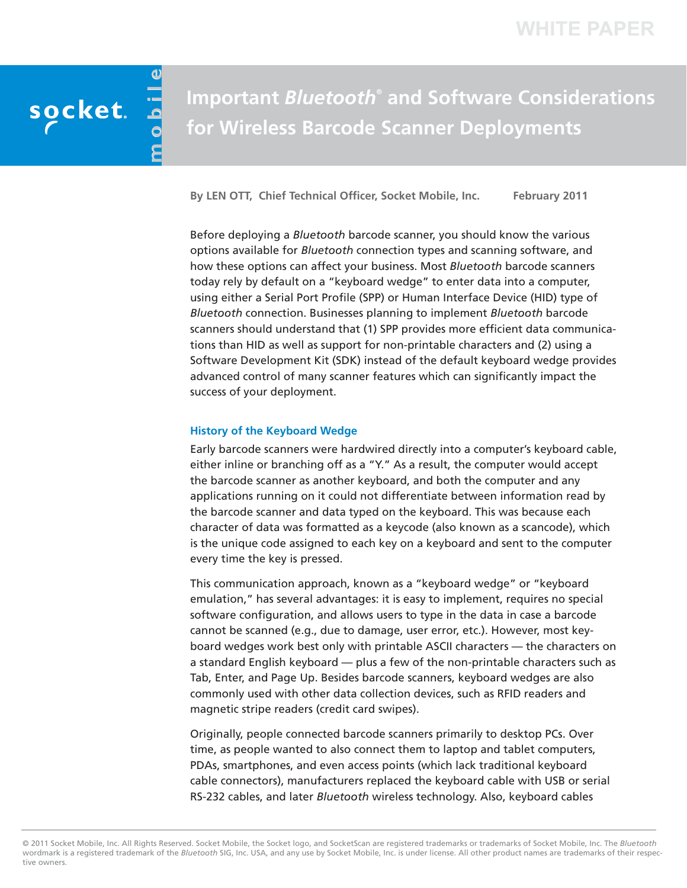WHITE PAPER

# Important *Bluetooth*® and Software Considerations for Wireless Barcode Scanner Deployments

**By LEN OTT, Chief Technical Officer, Socket Mobile, Inc.** **February 2011**

Before deploying a *Bluetooth* barcode scanner, you should know the various options available for *Bluetooth* connection types and scanning software, and how these options can affect your business. Most *Bluetooth* barcode scanners today rely by default on a "keyboard wedge" to enter data into a computer, using either a Serial Port Profile (SPP) or Human Interface Device (HID) type of *Bluetooth* connection. Businesses planning to implement *Bluetooth* barcode scanners should understand that (1) SPP provides more efficient data communications than HID as well as support for non-printable characters and (2) using a Software Development Kit (SDK) instead of the default keyboard wedge provides advanced control of many scanner features which can significantly impact the success of your deployment.

## History of the Keyboard Wedge

Early barcode scanners were hardwired directly into a computer's keyboard cable, either inline or branching off as a "Y." As a result, the computer would accept the barcode scanner as another keyboard, and both the computer and any applications running on it could not differentiate between information read by the barcode scanner and data typed on the keyboard. This was because each character of data was formatted as a keycode (also known as a scancode), which is the unique code assigned to each key on a keyboard and sent to the computer every time the key is pressed.

This communication approach, known as a "keyboard wedge" or "keyboard emulation," has several advantages: it is easy to implement, requires no special software configuration, and allows users to type in the data in case a barcode cannot be scanned (e.g., due to damage, user error, etc.). However, most keyboard wedges work best only with printable ASCII characters — the characters on a standard English keyboard — plus a few of the non-printable characters such as Tab, Enter, and Page Up. Besides barcode scanners, keyboard wedges are also commonly used with other data collection devices, such as RFID readers and magnetic stripe readers (credit card swipes).

Originally, people connected barcode scanners primarily to desktop PCs. Over time, as people wanted to also connect them to laptop and tablet computers, PDAs, smartphones, and even access points (which lack traditional keyboard cable connectors), manufacturers replaced the keyboard cable with USB or serial RS-232 cables, and later *Bluetooth* wireless technology. Also, keyboard cables

© 2011 Socket Mobile, Inc. All Rights Reserved. Socket Mobile, the Socket logo, and SocketScan are registered trademarks or trademarks of Socket Mobile, Inc. The *Bluetooth* wordmark is a registered trademark of the *Bluetooth* SIG, Inc. USA, and any use by Socket Mobile, Inc. is under license. All other product names are trademarks of their respective owners.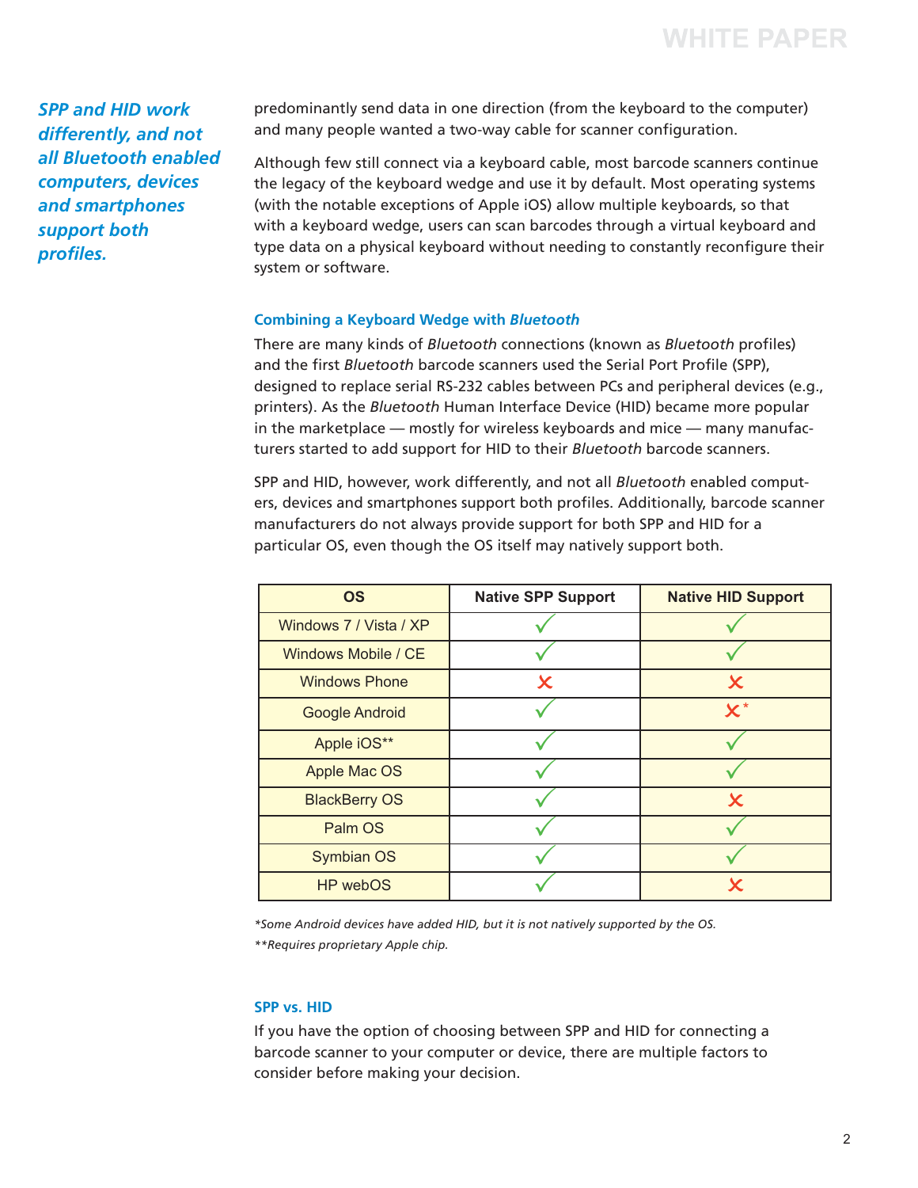*SPP and HID work differently, and not all Bluetooth enabled computers, devices and smartphones support both profiles.*

predominantly send data in one direction (from the keyboard to the computer) and many people wanted a two-way cable for scanner configuration.

Although few still connect via a keyboard cable, most barcode scanners continue the legacy of the keyboard wedge and use it by default. Most operating systems (with the notable exceptions of Apple iOS) allow multiple keyboards, so that with a keyboard wedge, users can scan barcodes through a virtual keyboard and type data on a physical keyboard without needing to constantly reconfigure their system or software.

### Combining a Keyboard Wedge with *Bluetooth*

There are many kinds of *Bluetooth* connections (known as *Bluetooth* profiles) and the first *Bluetooth* barcode scanners used the Serial Port Profile (SPP), designed to replace serial RS-232 cables between PCs and peripheral devices (e.g., printers). As the *Bluetooth* Human Interface Device (HID) became more popular in the marketplace — mostly for wireless keyboards and mice — many manufacturers started to add support for HID to their *Bluetooth* barcode scanners.

SPP and HID, however, work differently, and not all *Bluetooth* enabled computers, devices and smartphones support both profiles. Additionally, barcode scanner manufacturers do not always provide support for both SPP and HID for a particular OS, even though the OS itself may natively support both.

| OS | Native SPP Support | Native HID Support |
|---|---|---|
| Windows 7 / Vista / XP | ✓ | ✓ |
| Windows Mobile / CE | ✓ | ✓ |
| Windows Phone | ✗ | ✗ |
| Google Android | ✓ | ✗* |
| Apple iOS** | ✓ | ✓ |
| Apple Mac OS | ✓ | ✓ |
| BlackBerry OS | ✓ | ✗ |
| Palm OS | ✓ | ✓ |
| Symbian OS | ✓ | ✓ |
| HP webOS | ✓ | ✗ |

*\*Some Android devices have added HID, but it is not natively supported by the OS.*

*\*\*Requires proprietary Apple chip.*

### SPP vs. HID

If you have the option of choosing between SPP and HID for connecting a barcode scanner to your computer or device, there are multiple factors to consider before making your decision.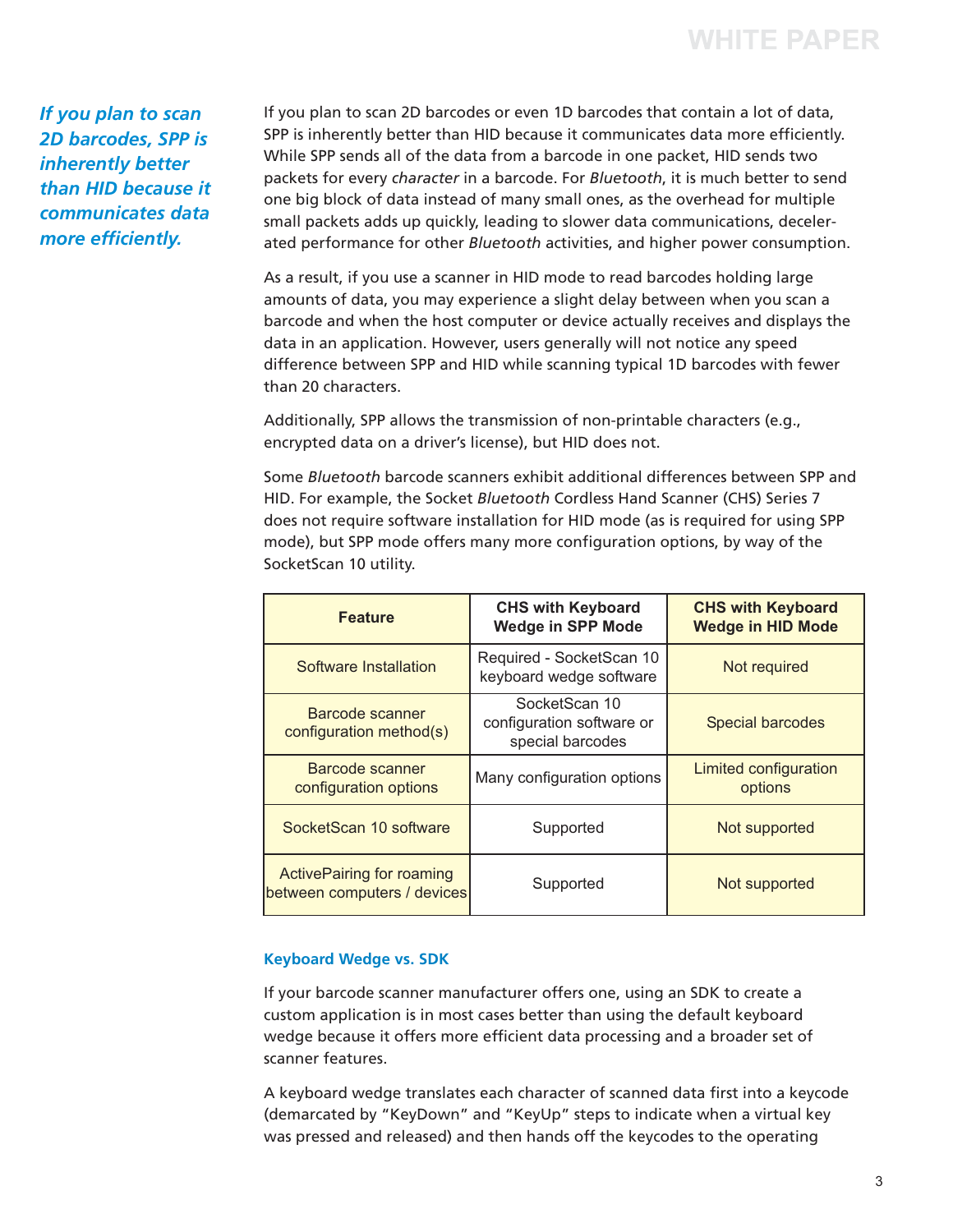*If you plan to scan 2D barcodes, SPP is inherently better than HID because it communicates data more efficiently.*

If you plan to scan 2D barcodes or even 1D barcodes that contain a lot of data, SPP is inherently better than HID because it communicates data more efficiently. While SPP sends all of the data from a barcode in one packet, HID sends two packets for every *character* in a barcode. For *Bluetooth*, it is much better to send one big block of data instead of many small ones, as the overhead for multiple small packets adds up quickly, leading to slower data communications, decelerated performance for other *Bluetooth* activities, and higher power consumption.

As a result, if you use a scanner in HID mode to read barcodes holding large amounts of data, you may experience a slight delay between when you scan a barcode and when the host computer or device actually receives and displays the data in an application. However, users generally will not notice any speed difference between SPP and HID while scanning typical 1D barcodes with fewer than 20 characters.

Additionally, SPP allows the transmission of non-printable characters (e.g., encrypted data on a driver's license), but HID does not.

Some *Bluetooth* barcode scanners exhibit additional differences between SPP and HID. For example, the Socket *Bluetooth* Cordless Hand Scanner (CHS) Series 7 does not require software installation for HID mode (as is required for using SPP mode), but SPP mode offers many more configuration options, by way of the SocketScan 10 utility.

| Feature | CHS with Keyboard Wedge in SPP Mode | CHS with Keyboard Wedge in HID Mode |
|---|---|---|
| Software Installation | Required - SocketScan 10 keyboard wedge software | Not required |
| Barcode scanner configuration method(s) | SocketScan 10 configuration software or special barcodes | Special barcodes |
| Barcode scanner configuration options | Many configuration options | Limited configuration options |
| SocketScan 10 software | Supported | Not supported |
| ActivePairing for roaming between computers / devices | Supported | Not supported |

### Keyboard Wedge vs. SDK

If your barcode scanner manufacturer offers one, using an SDK to create a custom application is in most cases better than using the default keyboard wedge because it offers more efficient data processing and a broader set of scanner features.

A keyboard wedge translates each character of scanned data first into a keycode (demarcated by "KeyDown" and "KeyUp" steps to indicate when a virtual key was pressed and released) and then hands off the keycodes to the operating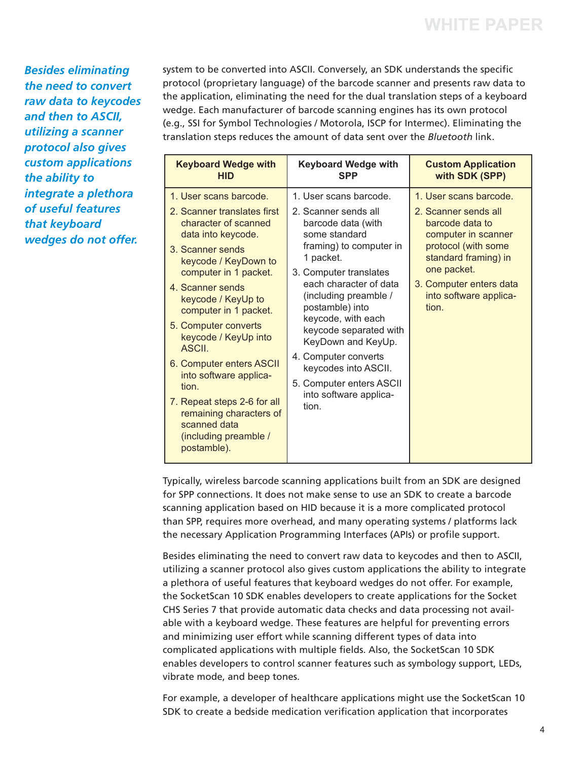*Besides eliminating the need to convert raw data to keycodes and then to ASCII, utilizing a scanner protocol also gives custom applications the ability to integrate a plethora of useful features that keyboard wedges do not offer.*

system to be converted into ASCII. Conversely, an SDK understands the specific protocol (proprietary language) of the barcode scanner and presents raw data to the application, eliminating the need for the dual translation steps of a keyboard wedge. Each manufacturer of barcode scanning engines has its own protocol (e.g., SSI for Symbol Technologies / Motorola, ISCP for Intermec). Eliminating the translation steps reduces the amount of data sent over the *Bluetooth* link.

| Keyboard Wedge with HID | Keyboard Wedge with SPP | Custom Application with SDK (SPP) |
|---|---|---|
| 1. User scans barcode.<br>2. Scanner translates first character of scanned data into keycode.<br>3. Scanner sends keycode / KeyDown to computer in 1 packet.<br>4. Scanner sends keycode / KeyUp to computer in 1 packet.<br>5. Computer converts keycode / KeyUp into ASCII.<br>6. Computer enters ASCII into software application.<br>7. Repeat steps 2-6 for all remaining characters of scanned data (including preamble / postamble). | 1. User scans barcode.<br>2. Scanner sends all barcode data (with some standard framing) to computer in 1 packet.<br>3. Computer translates each character of data (including preamble / postamble) into keycode, with each keycode separated with KeyDown and KeyUp.<br>4. Computer converts keycodes into ASCII.<br>5. Computer enters ASCII into software application. | 1. User scans barcode.<br>2. Scanner sends all barcode data to computer in scanner protocol (with some standard framing) in one packet.<br>3. Computer enters data into software application. |

Typically, wireless barcode scanning applications built from an SDK are designed for SPP connections. It does not make sense to use an SDK to create a barcode scanning application based on HID because it is a more complicated protocol than SPP, requires more overhead, and many operating systems / platforms lack the necessary Application Programming Interfaces (APIs) or profile support.

Besides eliminating the need to convert raw data to keycodes and then to ASCII, utilizing a scanner protocol also gives custom applications the ability to integrate a plethora of useful features that keyboard wedges do not offer. For example, the SocketScan 10 SDK enables developers to create applications for the Socket CHS Series 7 that provide automatic data checks and data processing not available with a keyboard wedge. These features are helpful for preventing errors and minimizing user effort while scanning different types of data into complicated applications with multiple fields. Also, the SocketScan 10 SDK enables developers to control scanner features such as symbology support, LEDs, vibrate mode, and beep tones.

For example, a developer of healthcare applications might use the SocketScan 10 SDK to create a bedside medication verification application that incorporates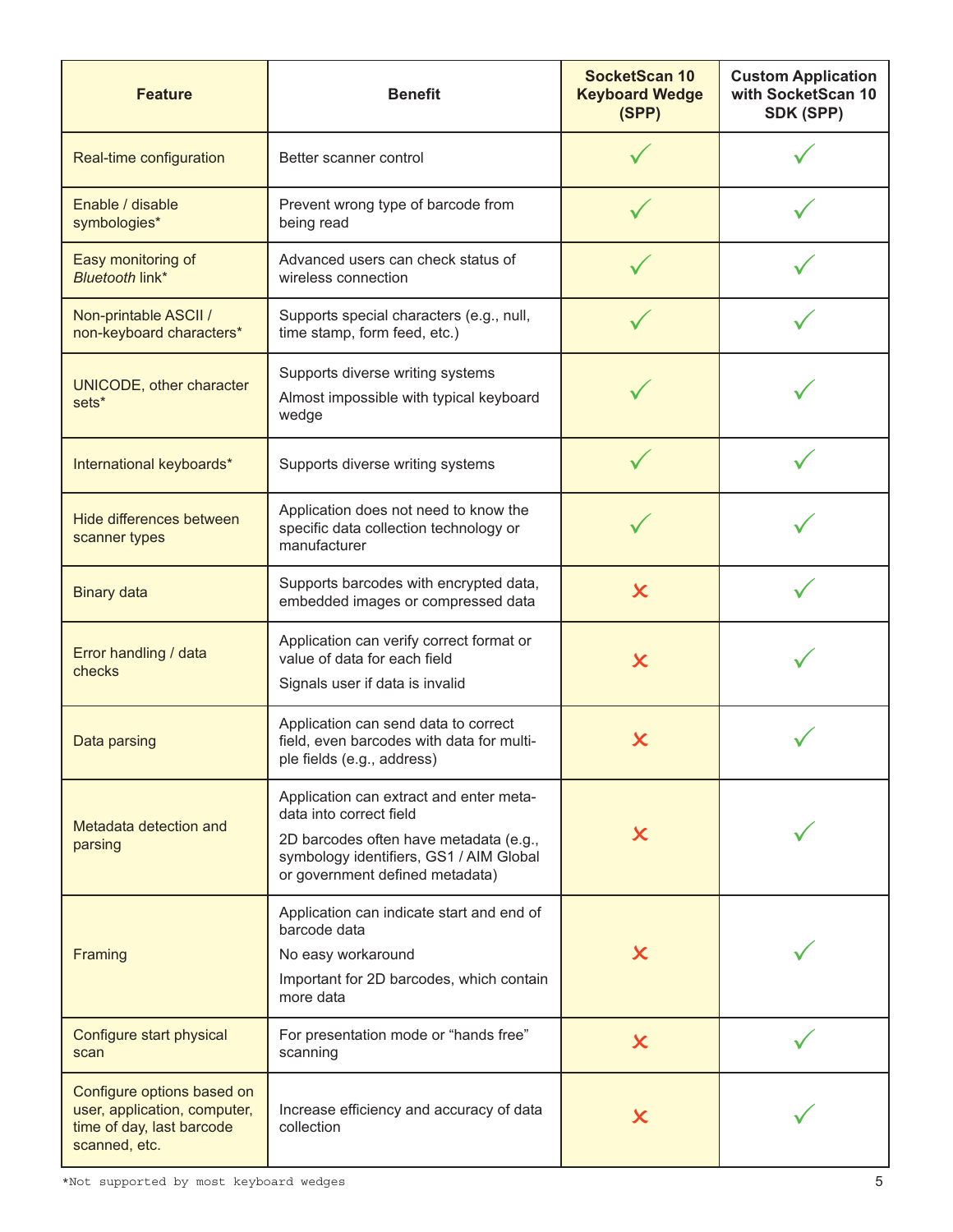| Feature | Benefit | SocketScan 10 Keyboard Wedge (SPP) | Custom Application with SocketScan 10 SDK (SPP) |
|---|---|---|---|
| Real-time configuration | Better scanner control | ✓ | ✓ |
| Enable / disable symbologies* | Prevent wrong type of barcode from being read | ✓ | ✓ |
| Easy monitoring of *Bluetooth* link* | Advanced users can check status of wireless connection | ✓ | ✓ |
| Non-printable ASCII / non-keyboard characters* | Supports special characters (e.g., null, time stamp, form feed, etc.) | ✓ | ✓ |
| UNICODE, other character sets* | Supports diverse writing systems<br>Almost impossible with typical keyboard wedge | ✓ | ✓ |
| International keyboards* | Supports diverse writing systems | ✓ | ✓ |
| Hide differences between scanner types | Application does not need to know the specific data collection technology or manufacturer | ✓ | ✓ |
| Binary data | Supports barcodes with encrypted data, embedded images or compressed data | ✗ | ✓ |
| Error handling / data checks | Application can verify correct format or value of data for each field<br>Signals user if data is invalid | ✗ | ✓ |
| Data parsing | Application can send data to correct field, even barcodes with data for multiple fields (e.g., address) | ✗ | ✓ |
| Metadata detection and parsing | Application can extract and enter metadata into correct field<br>2D barcodes often have metadata (e.g., symbology identifiers, GS1 / AIM Global or government defined metadata) | ✗ | ✓ |
| Framing | Application can indicate start and end of barcode data<br>No easy workaround<br>Important for 2D barcodes, which contain more data | ✗ | ✓ |
| Configure start physical scan | For presentation mode or "hands free" scanning | ✗ | ✓ |
| Configure options based on user, application, computer, time of day, last barcode scanned, etc. | Increase efficiency and accuracy of data collection | ✗ | ✓ |

*Not supported by most keyboard wedges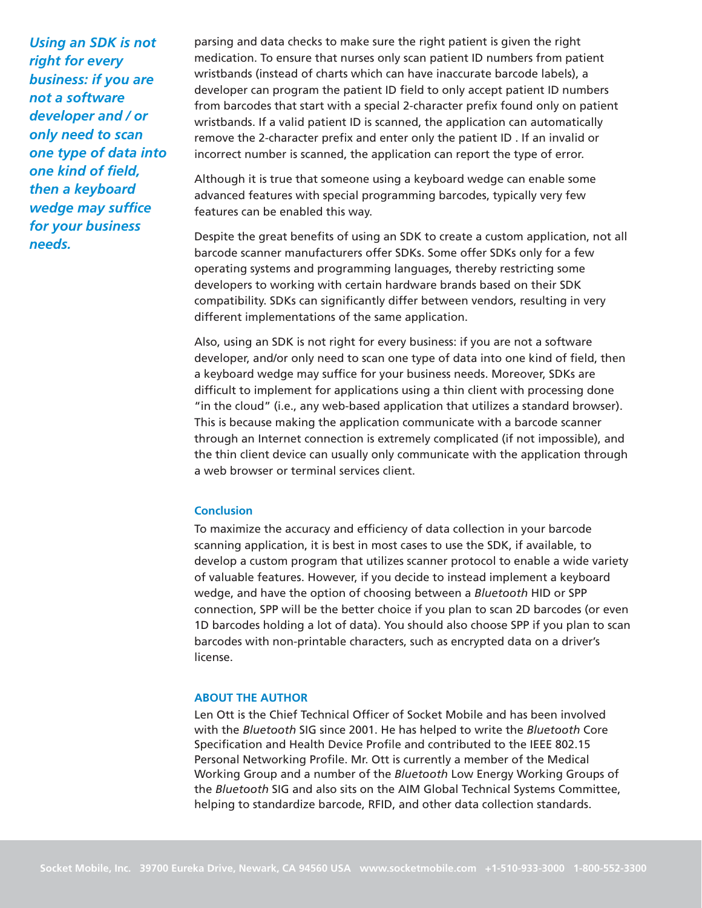*Using an SDK is not right for every business: if you are not a software developer and / or only need to scan one type of data into one kind of field, then a keyboard wedge may suffice for your business needs.*

parsing and data checks to make sure the right patient is given the right medication. To ensure that nurses only scan patient ID numbers from patient wristbands (instead of charts which can have inaccurate barcode labels), a developer can program the patient ID field to only accept patient ID numbers from barcodes that start with a special 2-character prefix found only on patient wristbands. If a valid patient ID is scanned, the application can automatically remove the 2-character prefix and enter only the patient ID . If an invalid or incorrect number is scanned, the application can report the type of error.

Although it is true that someone using a keyboard wedge can enable some advanced features with special programming barcodes, typically very few features can be enabled this way.

Despite the great benefits of using an SDK to create a custom application, not all barcode scanner manufacturers offer SDKs. Some offer SDKs only for a few operating systems and programming languages, thereby restricting some developers to working with certain hardware brands based on their SDK compatibility. SDKs can significantly differ between vendors, resulting in very different implementations of the same application.

Also, using an SDK is not right for every business: if you are not a software developer, and/or only need to scan one type of data into one kind of field, then a keyboard wedge may suffice for your business needs. Moreover, SDKs are difficult to implement for applications using a thin client with processing done "in the cloud" (i.e., any web-based application that utilizes a standard browser). This is because making the application communicate with a barcode scanner through an Internet connection is extremely complicated (if not impossible), and the thin client device can usually only communicate with the application through a web browser or terminal services client.

## Conclusion

To maximize the accuracy and efficiency of data collection in your barcode scanning application, it is best in most cases to use the SDK, if available, to develop a custom program that utilizes scanner protocol to enable a wide variety of valuable features. However, if you decide to instead implement a keyboard wedge, and have the option of choosing between a *Bluetooth* HID or SPP connection, SPP will be the better choice if you plan to scan 2D barcodes (or even 1D barcodes holding a lot of data). You should also choose SPP if you plan to scan barcodes with non-printable characters, such as encrypted data on a driver's license.

## ABOUT THE AUTHOR

Len Ott is the Chief Technical Officer of Socket Mobile and has been involved with the *Bluetooth* SIG since 2001. He has helped to write the *Bluetooth* Core Specification and Health Device Profile and contributed to the IEEE 802.15 Personal Networking Profile. Mr. Ott is currently a member of the Medical Working Group and a number of the *Bluetooth* Low Energy Working Groups of the *Bluetooth* SIG and also sits on the AIM Global Technical Systems Committee, helping to standardize barcode, RFID, and other data collection standards.

Socket Mobile, Inc. 39700 Eureka Drive, Newark, CA 94560 USA www.socketmobile.com +1-510-933-3000 1-800-552-3300